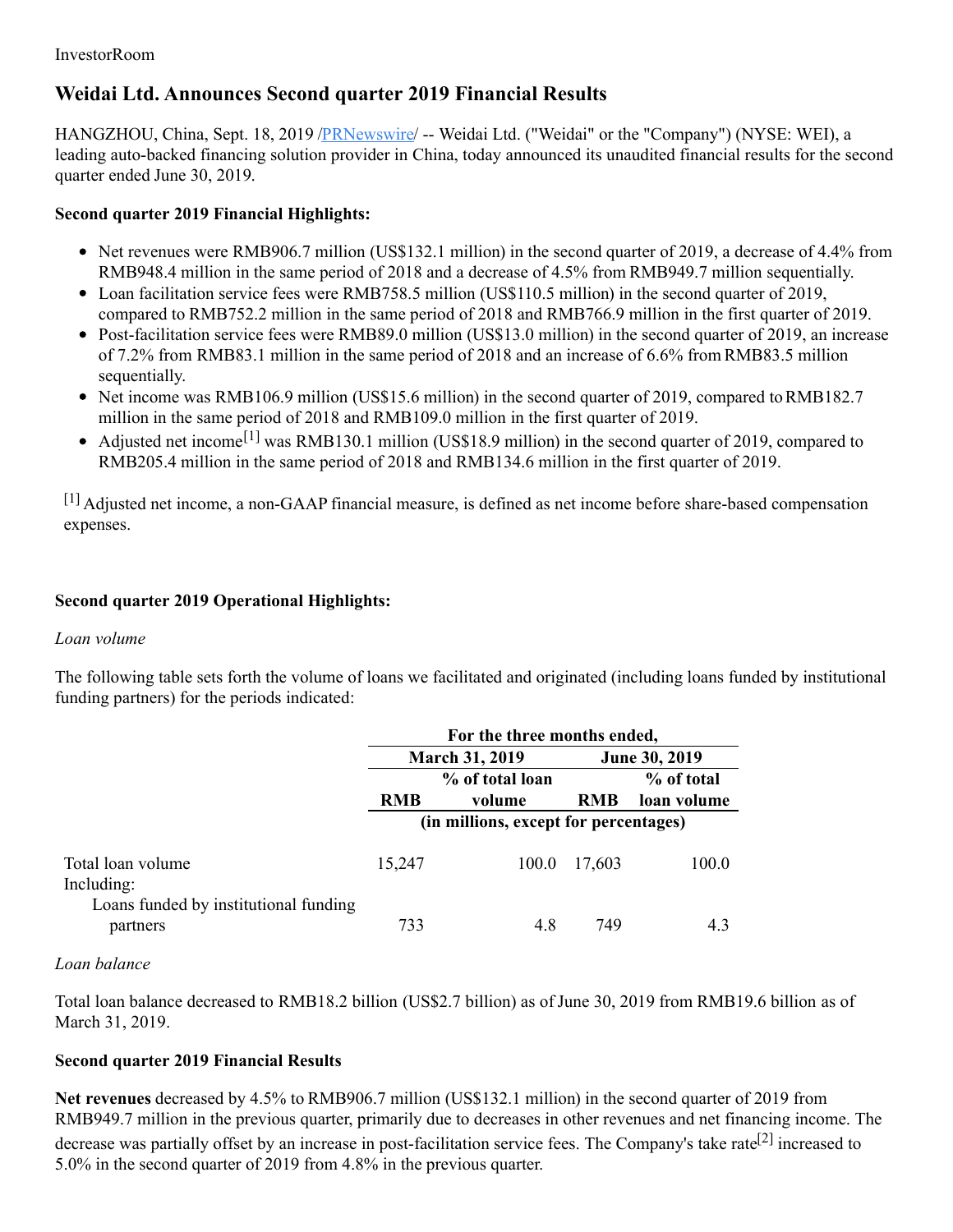InvestorRoom

# Weidai Ltd. Announces Second quarter 2019 Financial Results

HANGZHOU, China, Sept. 18, 2019 /PRNewswire/ -- Weidai Ltd. ("Weidai" or the "Company") (NYSE: WEI), a leading auto-backed financing solution provider in China, today announced its unaudited financial results for the second quarter ended June 30, 2019.

**Second quarter 2019 Financial Highlights:**

- Net revenues were RMB906.7 million (US$132.1 million) in the second quarter of 2019, a decrease of 4.4% from RMB948.4 million in the same period of 2018 and a decrease of 4.5% from RMB949.7 million sequentially.
- Loan facilitation service fees were RMB758.5 million (US$110.5 million) in the second quarter of 2019, compared to RMB752.2 million in the same period of 2018 and RMB766.9 million in the first quarter of 2019.
- Post-facilitation service fees were RMB89.0 million (US$13.0 million) in the second quarter of 2019, an increase of 7.2% from RMB83.1 million in the same period of 2018 and an increase of 6.6% from RMB83.5 million sequentially.
- Net income was RMB106.9 million (US$15.6 million) in the second quarter of 2019, compared to RMB182.7 million in the same period of 2018 and RMB109.0 million in the first quarter of 2019.
- Adjusted net income[1] was RMB130.1 million (US$18.9 million) in the second quarter of 2019, compared to RMB205.4 million in the same period of 2018 and RMB134.6 million in the first quarter of 2019.

[1] Adjusted net income, a non-GAAP financial measure, is defined as net income before share-based compensation expenses.

**Second quarter 2019 Operational Highlights:**

*Loan volume*

The following table sets forth the volume of loans we facilitated and originated (including loans funded by institutional funding partners) for the periods indicated:

| | For the three months ended, | | | |
|---|---|---|---|---|
| | March 31, 2019 | | June 30, 2019 | |
| | RMB | % of total loan volume | RMB | % of total loan volume |
| | (in millions, except for percentages) | | | |
| Total loan volume | 15,247 | 100.0 | 17,603 | 100.0 |
| Including: | | | | |
| Loans funded by institutional funding partners | 733 | 4.8 | 749 | 4.3 |

*Loan balance*

Total loan balance decreased to RMB18.2 billion (US$2.7 billion) as of June 30, 2019 from RMB19.6 billion as of March 31, 2019.

**Second quarter 2019 Financial Results**

**Net revenues** decreased by 4.5% to RMB906.7 million (US$132.1 million) in the second quarter of 2019 from RMB949.7 million in the previous quarter, primarily due to decreases in other revenues and net financing income. The decrease was partially offset by an increase in post-facilitation service fees. The Company's take rate[2] increased to 5.0% in the second quarter of 2019 from 4.8% in the previous quarter.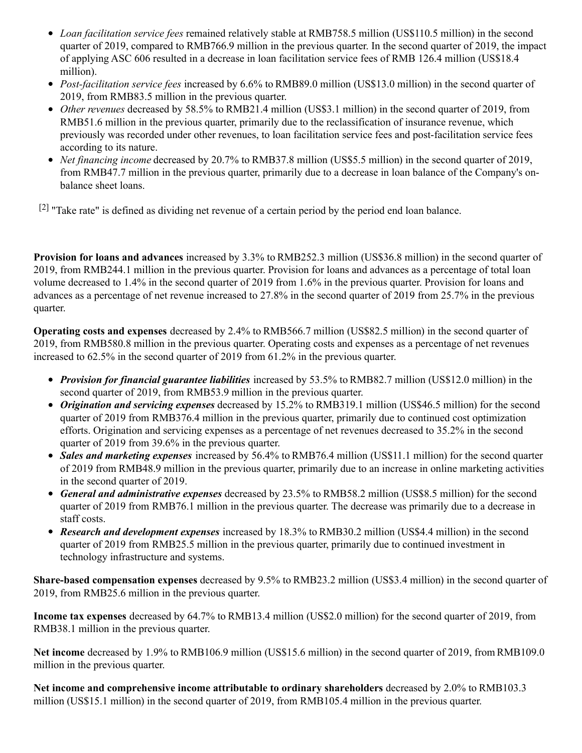- *Loan facilitation service fees* remained relatively stable at RMB758.5 million (US$110.5 million) in the second quarter of 2019, compared to RMB766.9 million in the previous quarter. In the second quarter of 2019, the impact of applying ASC 606 resulted in a decrease in loan facilitation service fees of RMB 126.4 million (US$18.4 million).
- *Post-facilitation service fees* increased by 6.6% to RMB89.0 million (US$13.0 million) in the second quarter of 2019, from RMB83.5 million in the previous quarter.
- *Other revenues* decreased by 58.5% to RMB21.4 million (US$3.1 million) in the second quarter of 2019, from RMB51.6 million in the previous quarter, primarily due to the reclassification of insurance revenue, which previously was recorded under other revenues, to loan facilitation service fees and post-facilitation service fees according to its nature.
- *Net financing income* decreased by 20.7% to RMB37.8 million (US$5.5 million) in the second quarter of 2019, from RMB47.7 million in the previous quarter, primarily due to a decrease in loan balance of the Company's on-balance sheet loans.

[2] "Take rate" is defined as dividing net revenue of a certain period by the period end loan balance.

**Provision for loans and advances** increased by 3.3% to RMB252.3 million (US$36.8 million) in the second quarter of 2019, from RMB244.1 million in the previous quarter. Provision for loans and advances as a percentage of total loan volume decreased to 1.4% in the second quarter of 2019 from 1.6% in the previous quarter. Provision for loans and advances as a percentage of net revenue increased to 27.8% in the second quarter of 2019 from 25.7% in the previous quarter.

**Operating costs and expenses** decreased by 2.4% to RMB566.7 million (US$82.5 million) in the second quarter of 2019, from RMB580.8 million in the previous quarter. Operating costs and expenses as a percentage of net revenues increased to 62.5% in the second quarter of 2019 from 61.2% in the previous quarter.

- ***Provision for financial guarantee liabilities*** increased by 53.5% to RMB82.7 million (US$12.0 million) in the second quarter of 2019, from RMB53.9 million in the previous quarter.
- ***Origination and servicing expenses*** decreased by 15.2% to RMB319.1 million (US$46.5 million) for the second quarter of 2019 from RMB376.4 million in the previous quarter, primarily due to continued cost optimization efforts. Origination and servicing expenses as a percentage of net revenues decreased to 35.2% in the second quarter of 2019 from 39.6% in the previous quarter.
- ***Sales and marketing expenses*** increased by 56.4% to RMB76.4 million (US$11.1 million) for the second quarter of 2019 from RMB48.9 million in the previous quarter, primarily due to an increase in online marketing activities in the second quarter of 2019.
- ***General and administrative expenses*** decreased by 23.5% to RMB58.2 million (US$8.5 million) for the second quarter of 2019 from RMB76.1 million in the previous quarter. The decrease was primarily due to a decrease in staff costs.
- ***Research and development expenses*** increased by 18.3% to RMB30.2 million (US$4.4 million) in the second quarter of 2019 from RMB25.5 million in the previous quarter, primarily due to continued investment in technology infrastructure and systems.

**Share-based compensation expenses** decreased by 9.5% to RMB23.2 million (US$3.4 million) in the second quarter of 2019, from RMB25.6 million in the previous quarter.

**Income tax expenses** decreased by 64.7% to RMB13.4 million (US$2.0 million) for the second quarter of 2019, from RMB38.1 million in the previous quarter.

**Net income** decreased by 1.9% to RMB106.9 million (US$15.6 million) in the second quarter of 2019, from RMB109.0 million in the previous quarter.

**Net income and comprehensive income attributable to ordinary shareholders** decreased by 2.0% to RMB103.3 million (US$15.1 million) in the second quarter of 2019, from RMB105.4 million in the previous quarter.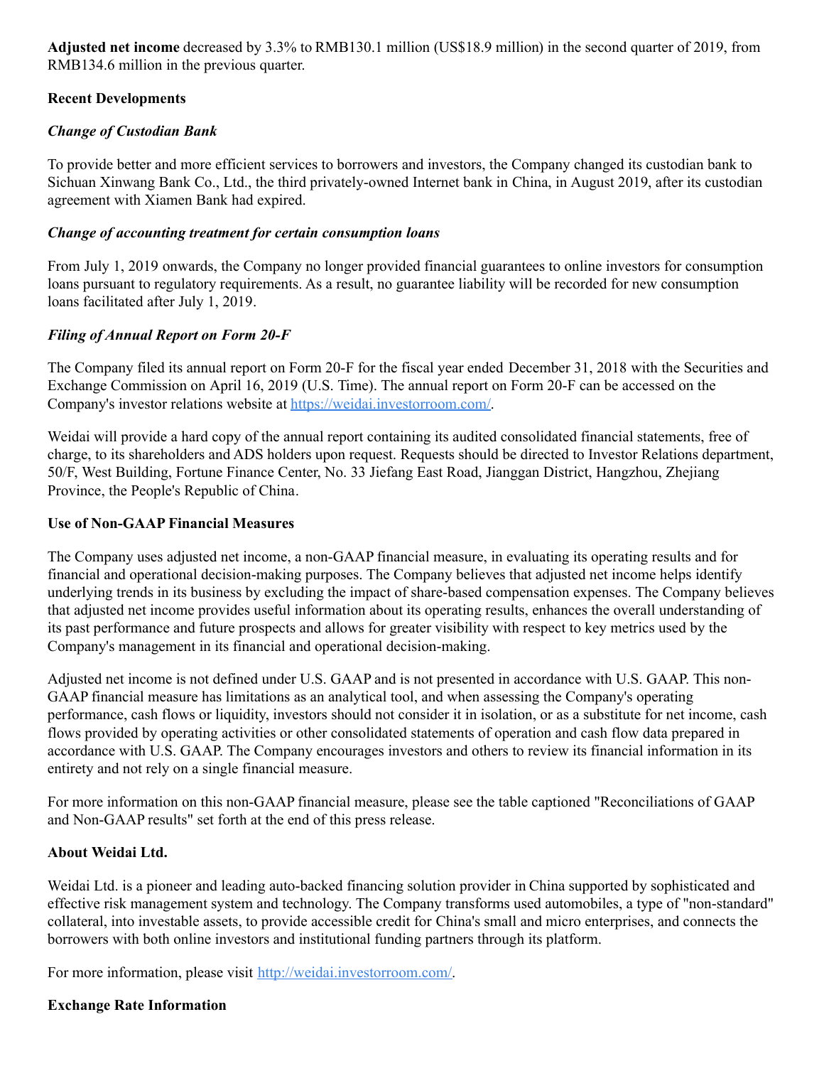**Adjusted net income** decreased by 3.3% to RMB130.1 million (US$18.9 million) in the second quarter of 2019, from RMB134.6 million in the previous quarter.

**Recent Developments**

***Change of Custodian Bank***

To provide better and more efficient services to borrowers and investors, the Company changed its custodian bank to Sichuan Xinwang Bank Co., Ltd., the third privately-owned Internet bank in China, in August 2019, after its custodian agreement with Xiamen Bank had expired.

***Change of accounting treatment for certain consumption loans***

From July 1, 2019 onwards, the Company no longer provided financial guarantees to online investors for consumption loans pursuant to regulatory requirements. As a result, no guarantee liability will be recorded for new consumption loans facilitated after July 1, 2019.

***Filing of Annual Report on Form 20-F***

The Company filed its annual report on Form 20-F for the fiscal year ended December 31, 2018 with the Securities and Exchange Commission on April 16, 2019 (U.S. Time). The annual report on Form 20-F can be accessed on the Company's investor relations website at https://weidai.investorroom.com/.

Weidai will provide a hard copy of the annual report containing its audited consolidated financial statements, free of charge, to its shareholders and ADS holders upon request. Requests should be directed to Investor Relations department, 50/F, West Building, Fortune Finance Center, No. 33 Jiefang East Road, Jianggan District, Hangzhou, Zhejiang Province, the People's Republic of China.

**Use of Non-GAAP Financial Measures**

The Company uses adjusted net income, a non-GAAP financial measure, in evaluating its operating results and for financial and operational decision-making purposes. The Company believes that adjusted net income helps identify underlying trends in its business by excluding the impact of share-based compensation expenses. The Company believes that adjusted net income provides useful information about its operating results, enhances the overall understanding of its past performance and future prospects and allows for greater visibility with respect to key metrics used by the Company's management in its financial and operational decision-making.

Adjusted net income is not defined under U.S. GAAP and is not presented in accordance with U.S. GAAP. This non-GAAP financial measure has limitations as an analytical tool, and when assessing the Company's operating performance, cash flows or liquidity, investors should not consider it in isolation, or as a substitute for net income, cash flows provided by operating activities or other consolidated statements of operation and cash flow data prepared in accordance with U.S. GAAP. The Company encourages investors and others to review its financial information in its entirety and not rely on a single financial measure.

For more information on this non-GAAP financial measure, please see the table captioned "Reconciliations of GAAP and Non-GAAP results" set forth at the end of this press release.

**About Weidai Ltd.**

Weidai Ltd. is a pioneer and leading auto-backed financing solution provider in China supported by sophisticated and effective risk management system and technology. The Company transforms used automobiles, a type of "non-standard" collateral, into investable assets, to provide accessible credit for China's small and micro enterprises, and connects the borrowers with both online investors and institutional funding partners through its platform.

For more information, please visit http://weidai.investorroom.com/.

**Exchange Rate Information**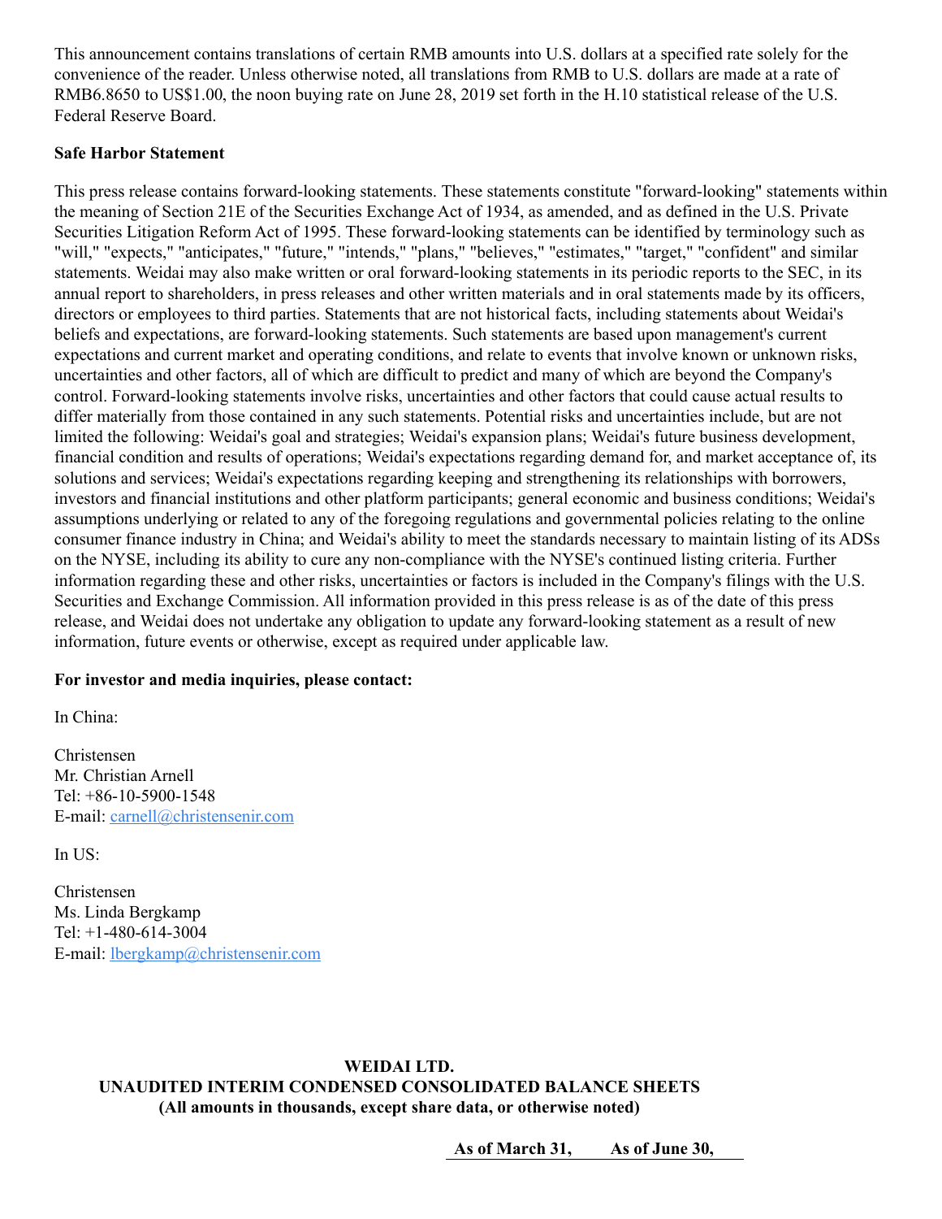This announcement contains translations of certain RMB amounts into U.S. dollars at a specified rate solely for the convenience of the reader. Unless otherwise noted, all translations from RMB to U.S. dollars are made at a rate of RMB6.8650 to US$1.00, the noon buying rate on June 28, 2019 set forth in the H.10 statistical release of the U.S. Federal Reserve Board.

**Safe Harbor Statement**

This press release contains forward-looking statements. These statements constitute "forward-looking" statements within the meaning of Section 21E of the Securities Exchange Act of 1934, as amended, and as defined in the U.S. Private Securities Litigation Reform Act of 1995. These forward-looking statements can be identified by terminology such as "will," "expects," "anticipates," "future," "intends," "plans," "believes," "estimates," "target," "confident" and similar statements. Weidai may also make written or oral forward-looking statements in its periodic reports to the SEC, in its annual report to shareholders, in press releases and other written materials and in oral statements made by its officers, directors or employees to third parties. Statements that are not historical facts, including statements about Weidai's beliefs and expectations, are forward-looking statements. Such statements are based upon management's current expectations and current market and operating conditions, and relate to events that involve known or unknown risks, uncertainties and other factors, all of which are difficult to predict and many of which are beyond the Company's control. Forward-looking statements involve risks, uncertainties and other factors that could cause actual results to differ materially from those contained in any such statements. Potential risks and uncertainties include, but are not limited the following: Weidai's goal and strategies; Weidai's expansion plans; Weidai's future business development, financial condition and results of operations; Weidai's expectations regarding demand for, and market acceptance of, its solutions and services; Weidai's expectations regarding keeping and strengthening its relationships with borrowers, investors and financial institutions and other platform participants; general economic and business conditions; Weidai's assumptions underlying or related to any of the foregoing regulations and governmental policies relating to the online consumer finance industry in China; and Weidai's ability to meet the standards necessary to maintain listing of its ADSs on the NYSE, including its ability to cure any non-compliance with the NYSE's continued listing criteria. Further information regarding these and other risks, uncertainties or factors is included in the Company's filings with the U.S. Securities and Exchange Commission. All information provided in this press release is as of the date of this press release, and Weidai does not undertake any obligation to update any forward-looking statement as a result of new information, future events or otherwise, except as required under applicable law.

**For investor and media inquiries, please contact:**

In China:

Christensen
Mr. Christian Arnell
Tel: +86-10-5900-1548
E-mail: carnell@christensenir.com

In US:

Christensen
Ms. Linda Bergkamp
Tel: +1-480-614-3004
E-mail: lbergkamp@christensenir.com

**WEIDAI LTD.**
**UNAUDITED INTERIM CONDENSED CONSOLIDATED BALANCE SHEETS**
**(All amounts in thousands, except share data, or otherwise noted)**

| | As of March 31, | As of June 30, |
|---|---|---|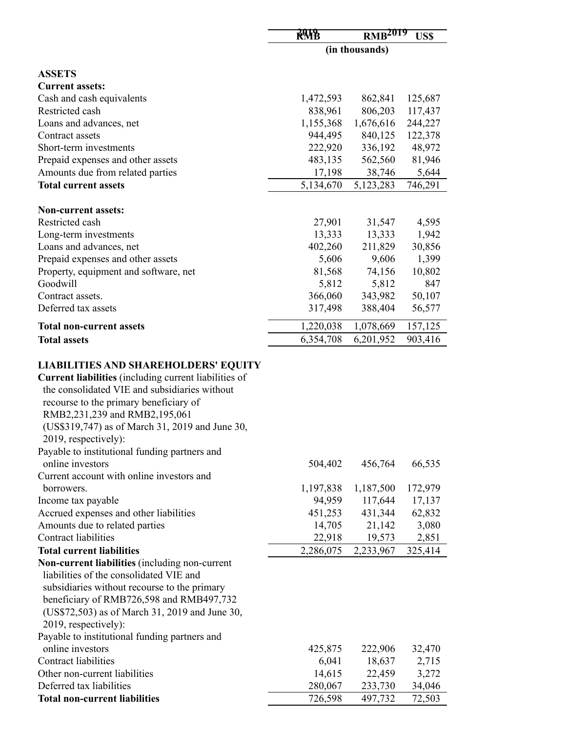| | 2019 RMB | 2019 RMB | US$ |
|---|---|---|---|
| | (in thousands) | | |
| **ASSETS** | | | |
| **Current assets:** | | | |
| Cash and cash equivalents | 1,472,593 | 862,841 | 125,687 |
| Restricted cash | 838,961 | 806,203 | 117,437 |
| Loans and advances, net | 1,155,368 | 1,676,616 | 244,227 |
| Contract assets | 944,495 | 840,125 | 122,378 |
| Short-term investments | 222,920 | 336,192 | 48,972 |
| Prepaid expenses and other assets | 483,135 | 562,560 | 81,946 |
| Amounts due from related parties | 17,198 | 38,746 | 5,644 |
| **Total current assets** | 5,134,670 | 5,123,283 | 746,291 |
| **Non-current assets:** | | | |
| Restricted cash | 27,901 | 31,547 | 4,595 |
| Long-term investments | 13,333 | 13,333 | 1,942 |
| Loans and advances, net | 402,260 | 211,829 | 30,856 |
| Prepaid expenses and other assets | 5,606 | 9,606 | 1,399 |
| Property, equipment and software, net | 81,568 | 74,156 | 10,802 |
| Goodwill | 5,812 | 5,812 | 847 |
| Contract assets. | 366,060 | 343,982 | 50,107 |
| Deferred tax assets | 317,498 | 388,404 | 56,577 |
| **Total non-current assets** | 1,220,038 | 1,078,669 | 157,125 |
| **Total assets** | 6,354,708 | 6,201,952 | 903,416 |
| **LIABILITIES AND SHAREHOLDERS' EQUITY** | | | |
| **Current liabilities** (including current liabilities of the consolidated VIE and subsidiaries without recourse to the primary beneficiary of RMB2,231,239 and RMB2,195,061 (US$319,747) as of March 31, 2019 and June 30, 2019, respectively): | | | |
| Payable to institutional funding partners and online investors | 504,402 | 456,764 | 66,535 |
| Current account with online investors and borrowers. | 1,197,838 | 1,187,500 | 172,979 |
| Income tax payable | 94,959 | 117,644 | 17,137 |
| Accrued expenses and other liabilities | 451,253 | 431,344 | 62,832 |
| Amounts due to related parties | 14,705 | 21,142 | 3,080 |
| Contract liabilities | 22,918 | 19,573 | 2,851 |
| **Total current liabilities** | 2,286,075 | 2,233,967 | 325,414 |
| **Non-current liabilities** (including non-current liabilities of the consolidated VIE and subsidiaries without recourse to the primary beneficiary of RMB726,598 and RMB497,732 (US$72,503) as of March 31, 2019 and June 30, 2019, respectively): | | | |
| Payable to institutional funding partners and online investors | 425,875 | 222,906 | 32,470 |
| Contract liabilities | 6,041 | 18,637 | 2,715 |
| Other non-current liabilities | 14,615 | 22,459 | 3,272 |
| Deferred tax liabilities | 280,067 | 233,730 | 34,046 |
| **Total non-current liabilities** | 726,598 | 497,732 | 72,503 |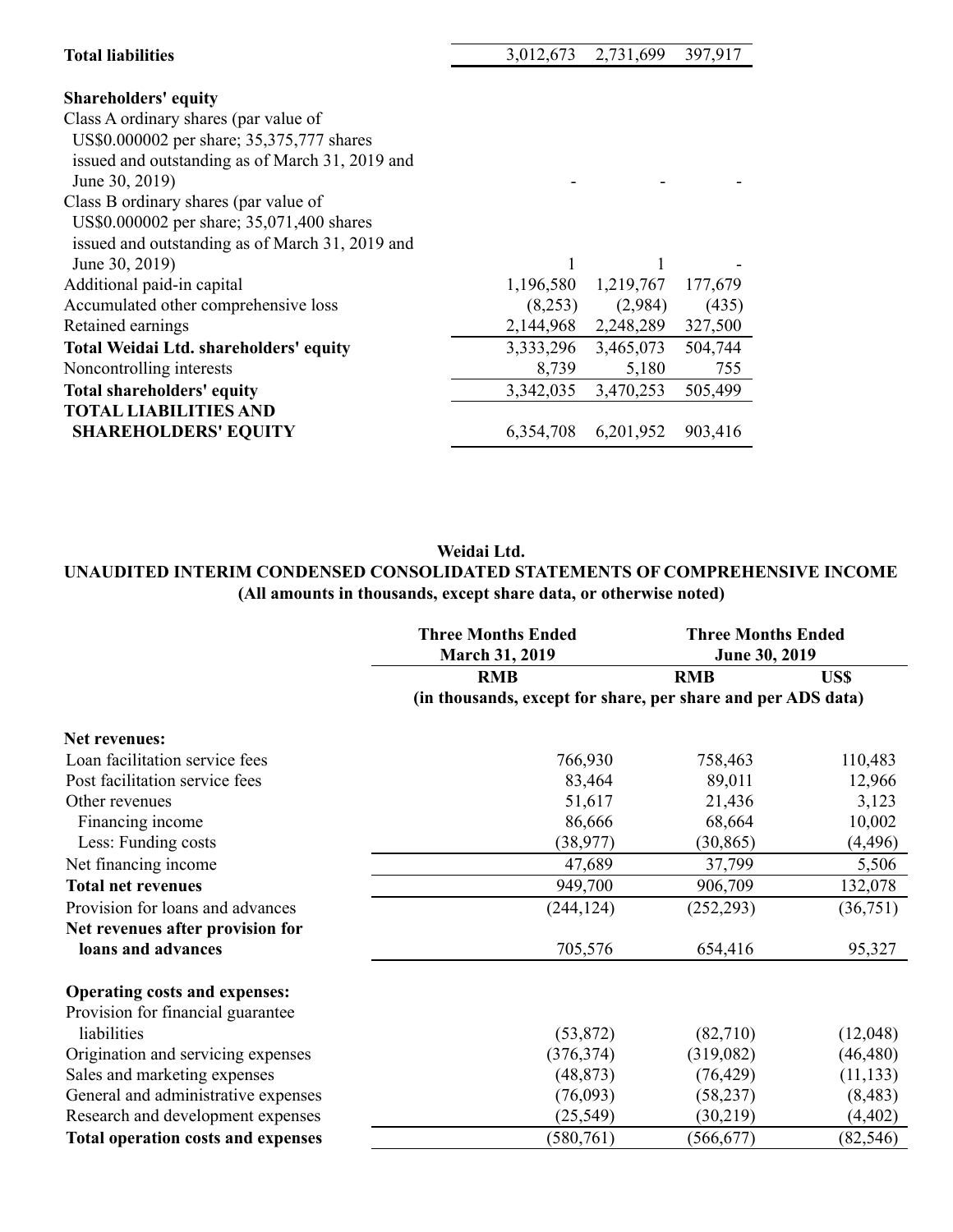| | | | |
|---|---|---|---|
| **Total liabilities** | 3,012,673 | 2,731,699 | 397,917 |
| | | | |
| **Shareholders' equity** | | | |
| Class A ordinary shares (par value of US$0.000002 per share; 35,375,777 shares issued and outstanding as of March 31, 2019 and June 30, 2019) | - | - | - |
| Class B ordinary shares (par value of US$0.000002 per share; 35,071,400 shares issued and outstanding as of March 31, 2019 and June 30, 2019) | 1 | 1 | - |
| Additional paid-in capital | 1,196,580 | 1,219,767 | 177,679 |
| Accumulated other comprehensive loss | (8,253) | (2,984) | (435) |
| Retained earnings | 2,144,968 | 2,248,289 | 327,500 |
| **Total Weidai Ltd. shareholders' equity** | 3,333,296 | 3,465,073 | 504,744 |
| Noncontrolling interests | 8,739 | 5,180 | 755 |
| **Total shareholders' equity** | 3,342,035 | 3,470,253 | 505,499 |
| **TOTAL LIABILITIES AND SHAREHOLDERS' EQUITY** | 6,354,708 | 6,201,952 | 903,416 |

**Weidai Ltd.**

**UNAUDITED INTERIM CONDENSED CONSOLIDATED STATEMENTS OF COMPREHENSIVE INCOME**

**(All amounts in thousands, except share data, or otherwise noted)**

| | Three Months Ended March 31, 2019 | Three Months Ended June 30, 2019 | |
|---|---|---|---|
| | RMB | RMB | US$ |
| | (in thousands, except for share, per share and per ADS data) | | |
| **Net revenues:** | | | |
| Loan facilitation service fees | 766,930 | 758,463 | 110,483 |
| Post facilitation service fees | 83,464 | 89,011 | 12,966 |
| Other revenues | 51,617 | 21,436 | 3,123 |
| Financing income | 86,666 | 68,664 | 10,002 |
| Less: Funding costs | (38,977) | (30,865) | (4,496) |
| Net financing income | 47,689 | 37,799 | 5,506 |
| **Total net revenues** | 949,700 | 906,709 | 132,078 |
| Provision for loans and advances | (244,124) | (252,293) | (36,751) |
| **Net revenues after provision for loans and advances** | 705,576 | 654,416 | 95,327 |
| | | | |
| **Operating costs and expenses:** | | | |
| Provision for financial guarantee liabilities | (53,872) | (82,710) | (12,048) |
| Origination and servicing expenses | (376,374) | (319,082) | (46,480) |
| Sales and marketing expenses | (48,873) | (76,429) | (11,133) |
| General and administrative expenses | (76,093) | (58,237) | (8,483) |
| Research and development expenses | (25,549) | (30,219) | (4,402) |
| **Total operation costs and expenses** | (580,761) | (566,677) | (82,546) |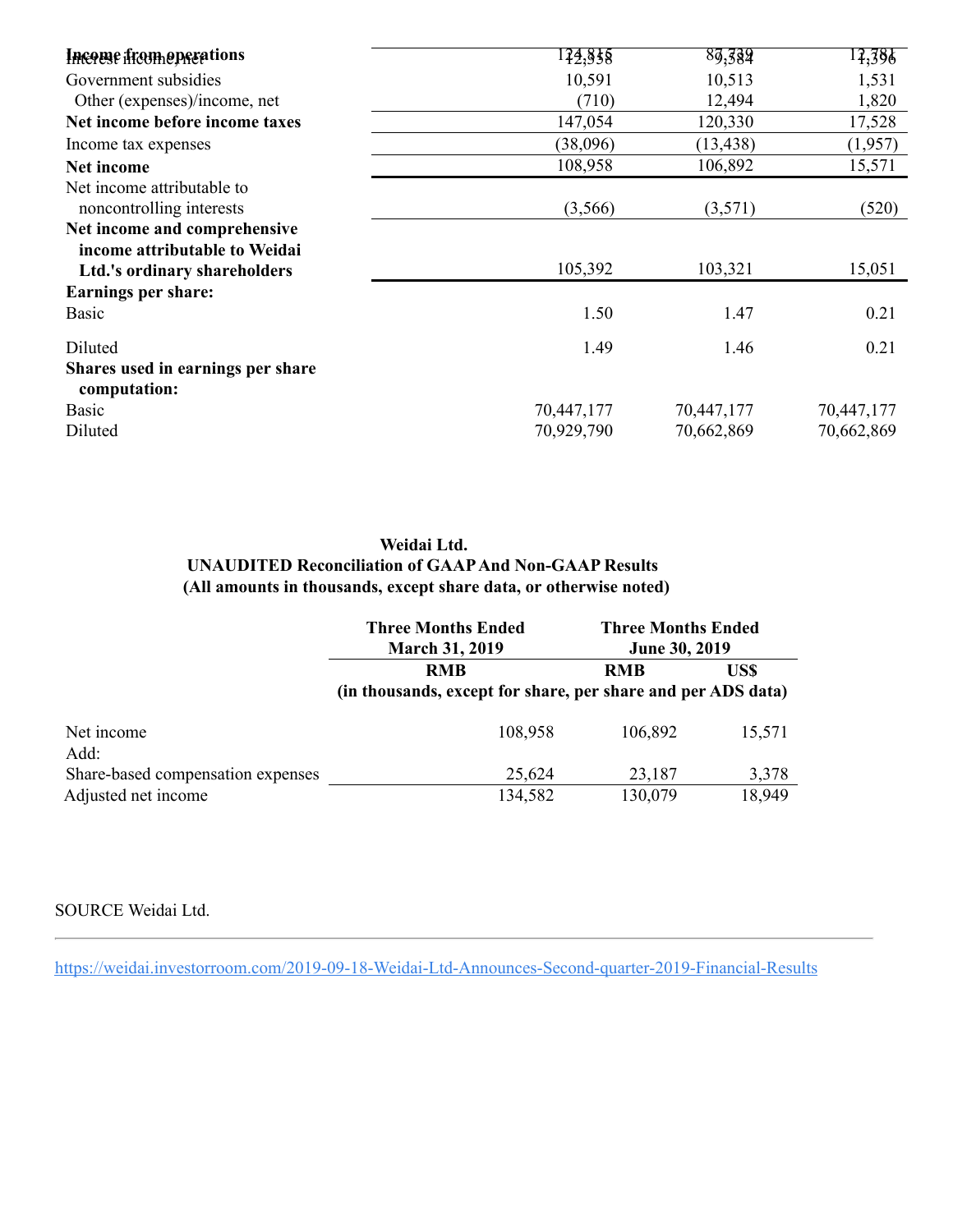| | | | |
|---|---|---|---|
| **Income from operations** | 124,615 | 87,739 | 12,781 |
| Interest income, net | 12,558 | 9,584 | 1,396 |
| Government subsidies | 10,591 | 10,513 | 1,531 |
| Other (expenses)/income, net | (710) | 12,494 | 1,820 |
| **Net income before income taxes** | 147,054 | 120,330 | 17,528 |
| Income tax expenses | (38,096) | (13,438) | (1,957) |
| **Net income** | 108,958 | 106,892 | 15,571 |
| Net income attributable to noncontrolling interests | (3,566) | (3,571) | (520) |
| **Net income and comprehensive income attributable to Weidai Ltd.'s ordinary shareholders** | 105,392 | 103,321 | 15,051 |
| **Earnings per share:** | | | |
| Basic | 1.50 | 1.47 | 0.21 |
| Diluted | 1.49 | 1.46 | 0.21 |
| **Shares used in earnings per share computation:** | | | |
| Basic | 70,447,177 | 70,447,177 | 70,447,177 |
| Diluted | 70,929,790 | 70,662,869 | 70,662,869 |

**Weidai Ltd.**
**UNAUDITED Reconciliation of GAAP And Non-GAAP Results**
**(All amounts in thousands, except share data, or otherwise noted)**

| | Three Months Ended March 31, 2019 | Three Months Ended June 30, 2019 | |
|---|---|---|---|
| | RMB | RMB | US$ |
| | (in thousands, except for share, per share and per ADS data) | | |
| Net income | 108,958 | 106,892 | 15,571 |
| Add: | | | |
| Share-based compensation expenses | 25,624 | 23,187 | 3,378 |
| Adjusted net income | 134,582 | 130,079 | 18,949 |

SOURCE Weidai Ltd.

https://weidai.investorroom.com/2019-09-18-Weidai-Ltd-Announces-Second-quarter-2019-Financial-Results